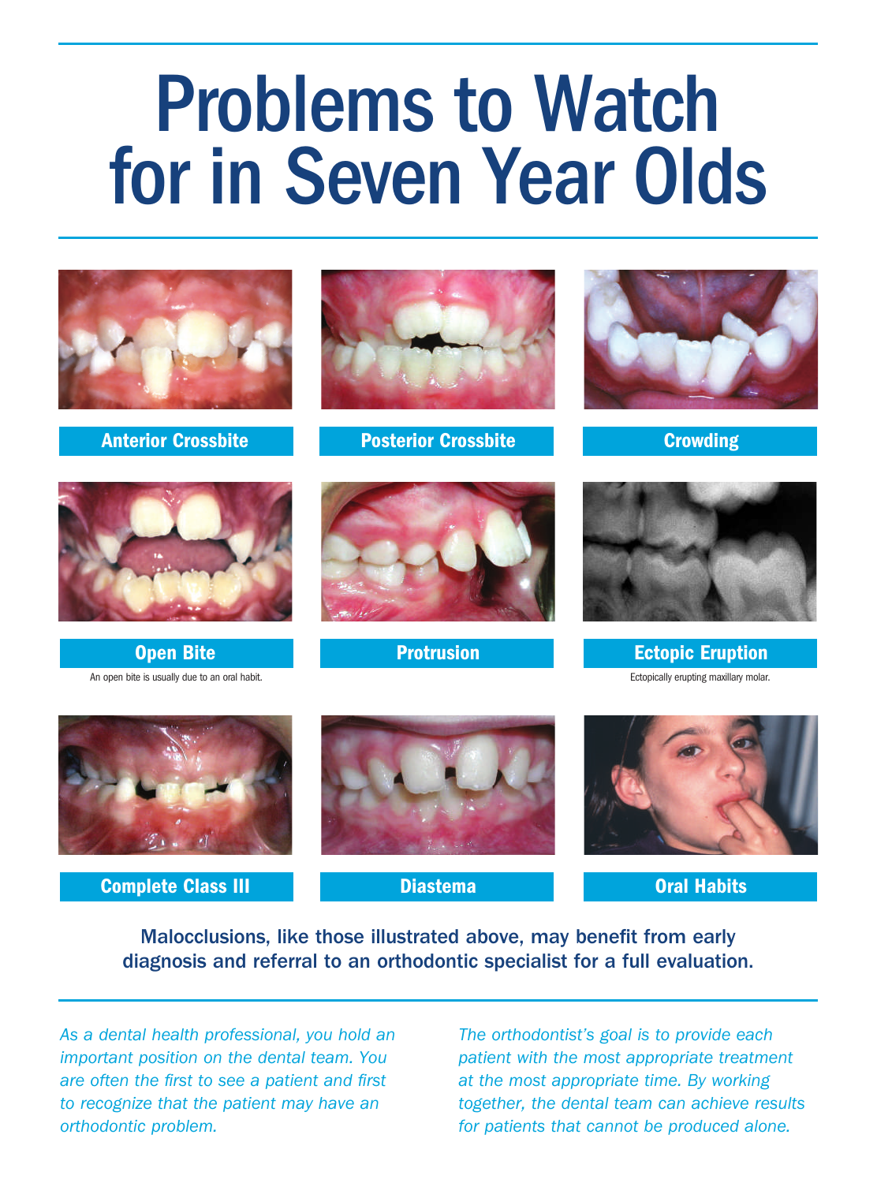# Problems to Watch for in Seven Year Olds

**Anterior Crossbite**

**Posterior Crossbite**

**Crowding**

**Open Bite**

An open bite is usually due to an oral habit.

**Protrusion**

**Ectopic Eruption**

Ectopically erupting maxillary molar.

**Complete Class III**

**Diastema**

**Oral Habits**

**Malocclusions, like those illustrated above, may benefit from early diagnosis and referral to an orthodontic specialist for a full evaluation.**

*As a dental health professional, you hold an important position on the dental team. You are often the first to see a patient and first to recognize that the patient may have an orthodontic problem.*

*The orthodontist's goal is to provide each patient with the most appropriate treatment at the most appropriate time. By working together, the dental team can achieve results for patients that cannot be produced alone.*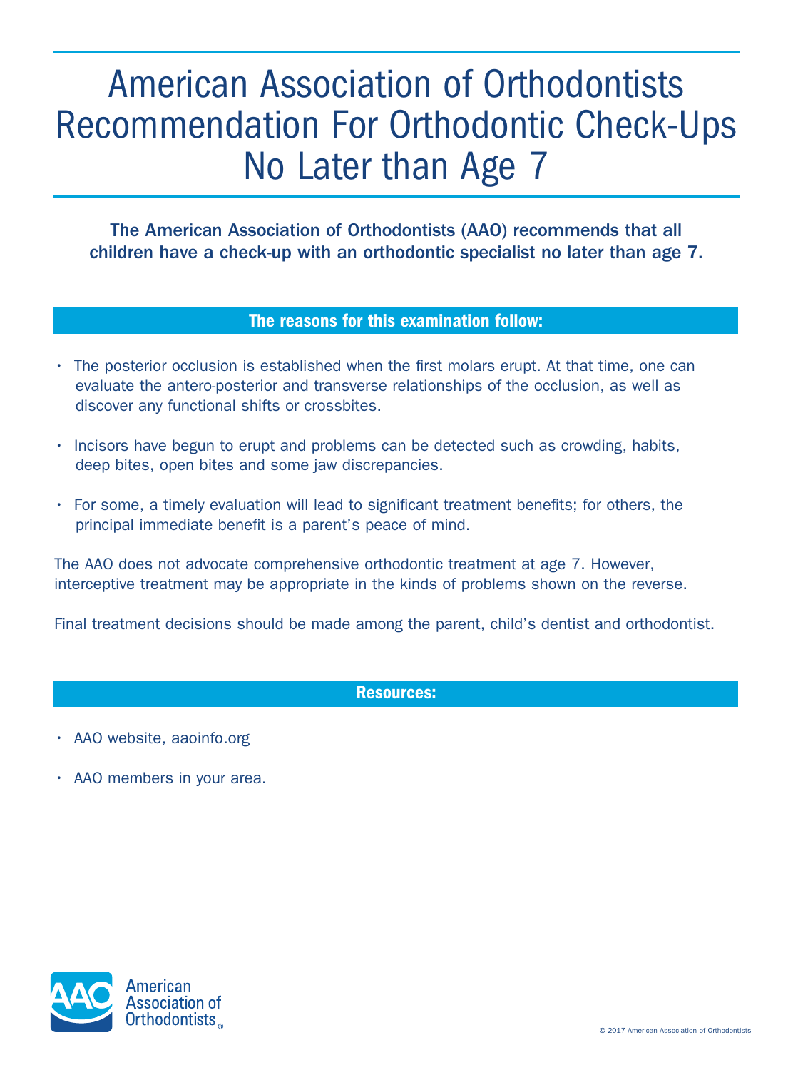# American Association of Orthodontists Recommendation For Orthodontic Check-Ups No Later than Age 7

**The American Association of Orthodontists (AAO) recommends that all children have a check-up with an orthodontic specialist no later than age 7.**

## The reasons for this examination follow:

- The posterior occlusion is established when the first molars erupt. At that time, one can evaluate the antero-posterior and transverse relationships of the occlusion, as well as discover any functional shifts or crossbites.
- Incisors have begun to erupt and problems can be detected such as crowding, habits, deep bites, open bites and some jaw discrepancies.
- For some, a timely evaluation will lead to significant treatment benefits; for others, the principal immediate benefit is a parent's peace of mind.

The AAO does not advocate comprehensive orthodontic treatment at age 7. However, interceptive treatment may be appropriate in the kinds of problems shown on the reverse.

Final treatment decisions should be made among the parent, child's dentist and orthodontist.

## Resources:

- AAO website, aaoinfo.org
- AAO members in your area.

American Association of Orthodontists®

© 2017 American Association of Orthodontists